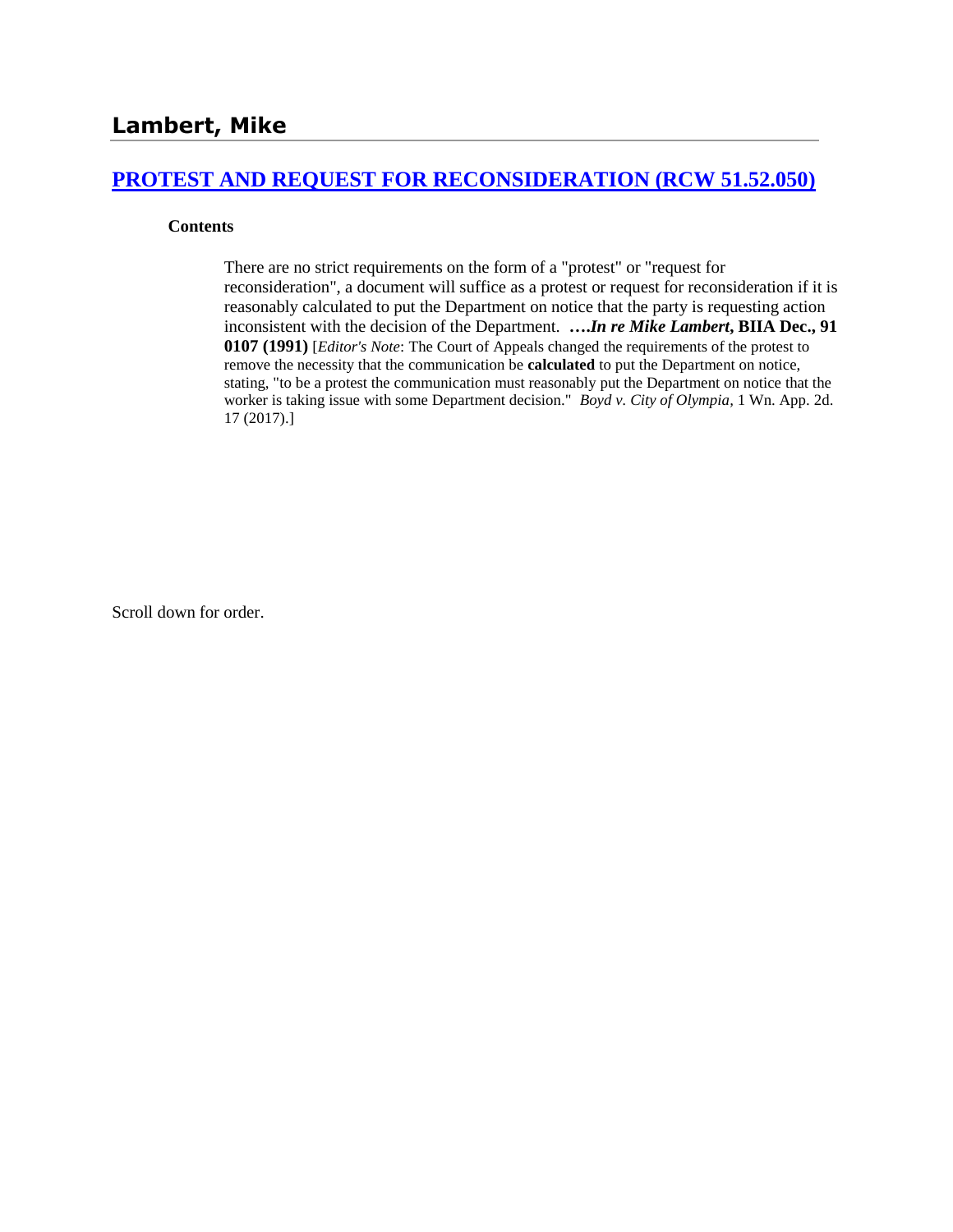## Lambert, Mike

### [PROTEST AND REQUEST FOR RECONSIDERATION (RCW 51.52.050)]

**Contents**

There are no strict requirements on the form of a "protest" or "request for reconsideration", a document will suffice as a protest or request for reconsideration if it is reasonably calculated to put the Department on notice that the party is requesting action inconsistent with the decision of the Department. ***….In re Mike Lambert*, BIIA Dec., 91 0107 (1991)** [*Editor's Note*: The Court of Appeals changed the requirements of the protest to remove the necessity that the communication be **calculated** to put the Department on notice, stating, "to be a protest the communication must reasonably put the Department on notice that the worker is taking issue with some Department decision." *Boyd v. City of Olympia,* 1 Wn. App. 2d. 17 (2017).]

Scroll down for order.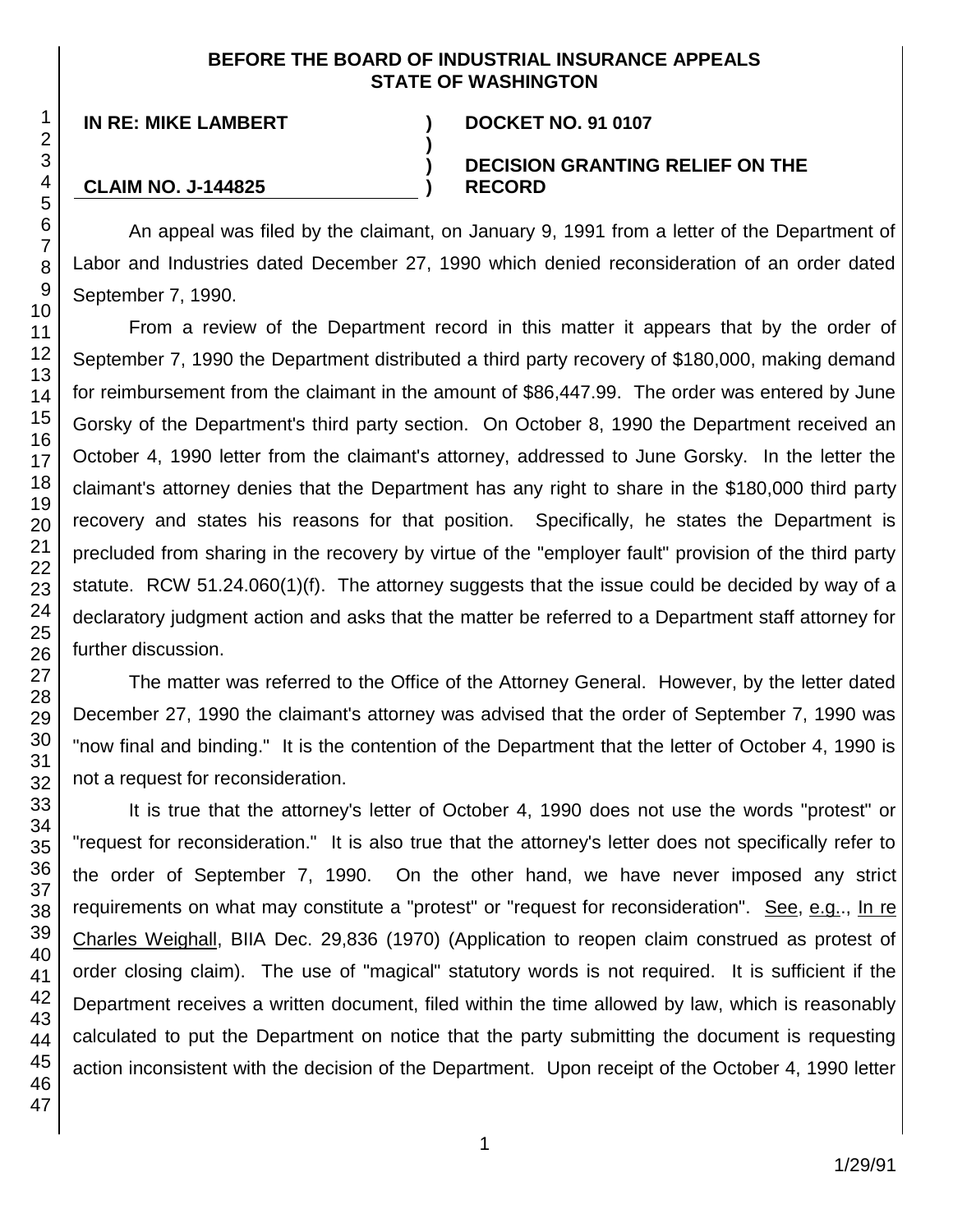**BEFORE THE BOARD OF INDUSTRIAL INSURANCE APPEALS STATE OF WASHINGTON**

| | | |
|---|---|---|
| **IN RE: MIKE LAMBERT** | **)** | **DOCKET NO. 91 0107** |
| | **)** | |
| | **)** | **DECISION GRANTING RELIEF ON THE** |
| **CLAIM NO. J-144825** | **)** | **RECORD** |

An appeal was filed by the claimant, on January 9, 1991 from a letter of the Department of Labor and Industries dated December 27, 1990 which denied reconsideration of an order dated September 7, 1990.

From a review of the Department record in this matter it appears that by the order of September 7, 1990 the Department distributed a third party recovery of $180,000, making demand for reimbursement from the claimant in the amount of $86,447.99. The order was entered by June Gorsky of the Department's third party section. On October 8, 1990 the Department received an October 4, 1990 letter from the claimant's attorney, addressed to June Gorsky. In the letter the claimant's attorney denies that the Department has any right to share in the $180,000 third party recovery and states his reasons for that position. Specifically, he states the Department is precluded from sharing in the recovery by virtue of the "employer fault" provision of the third party statute. RCW 51.24.060(1)(f). The attorney suggests that the issue could be decided by way of a declaratory judgment action and asks that the matter be referred to a Department staff attorney for further discussion.

The matter was referred to the Office of the Attorney General. However, by the letter dated December 27, 1990 the claimant's attorney was advised that the order of September 7, 1990 was "now final and binding." It is the contention of the Department that the letter of October 4, 1990 is not a request for reconsideration.

It is true that the attorney's letter of October 4, 1990 does not use the words "protest" or "request for reconsideration." It is also true that the attorney's letter does not specifically refer to the order of September 7, 1990. On the other hand, we have never imposed any strict requirements on what may constitute a "protest" or "request for reconsideration". See, e.g.., In re Charles Weighall, BIIA Dec. 29,836 (1970) (Application to reopen claim construed as protest of order closing claim). The use of "magical" statutory words is not required. It is sufficient if the Department receives a written document, filed within the time allowed by law, which is reasonably calculated to put the Department on notice that the party submitting the document is requesting action inconsistent with the decision of the Department. Upon receipt of the October 4, 1990 letter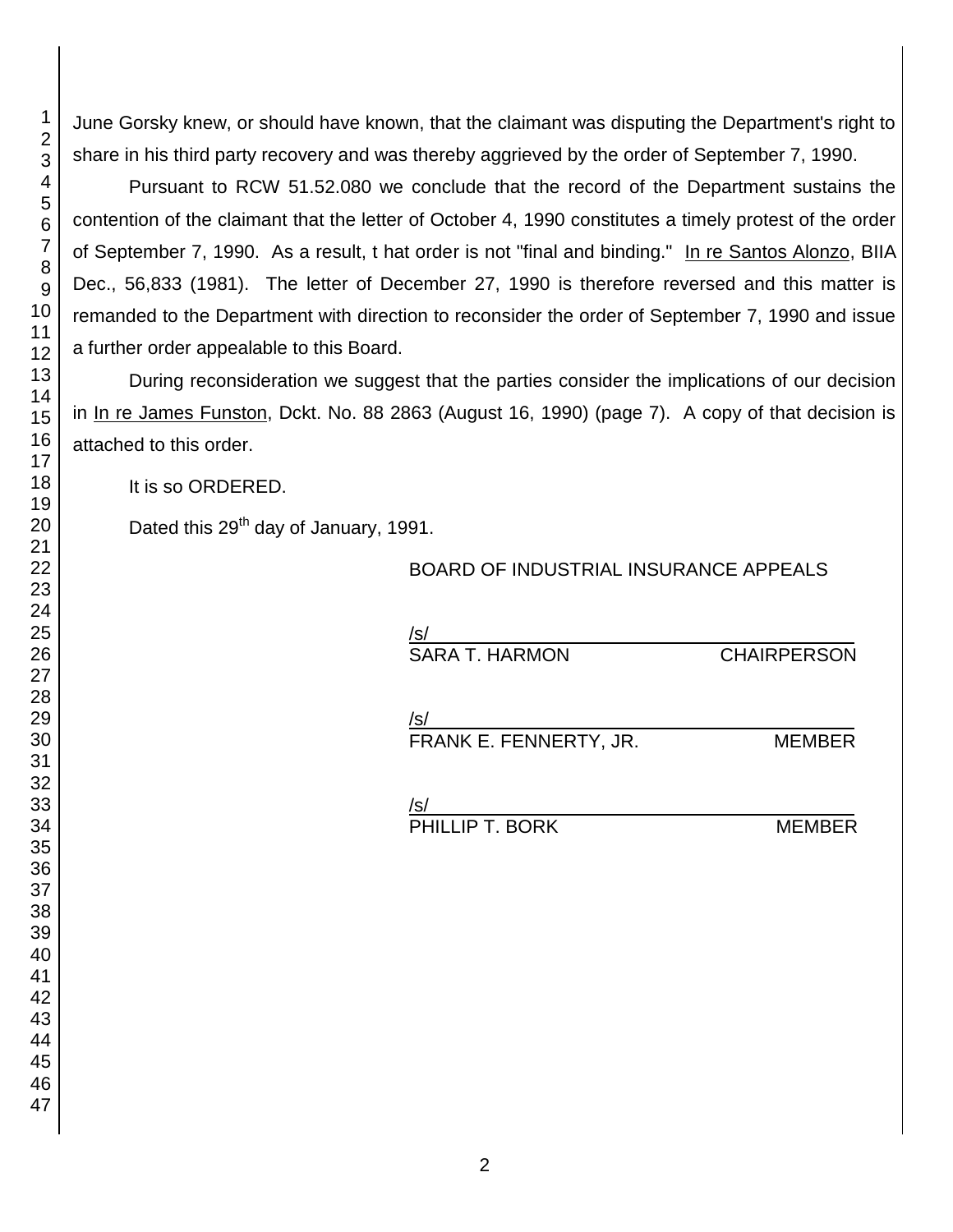June Gorsky knew, or should have known, that the claimant was disputing the Department's right to share in his third party recovery and was thereby aggrieved by the order of September 7, 1990.

Pursuant to RCW 51.52.080 we conclude that the record of the Department sustains the contention of the claimant that the letter of October 4, 1990 constitutes a timely protest of the order of September 7, 1990. As a result, t hat order is not "final and binding." In re Santos Alonzo, BIIA Dec., 56,833 (1981). The letter of December 27, 1990 is therefore reversed and this matter is remanded to the Department with direction to reconsider the order of September 7, 1990 and issue a further order appealable to this Board.

During reconsideration we suggest that the parties consider the implications of our decision in In re James Funston, Dckt. No. 88 2863 (August 16, 1990) (page 7). A copy of that decision is attached to this order.

It is so ORDERED.

Dated this 29th day of January, 1991.

BOARD OF INDUSTRIAL INSURANCE APPEALS

/s/
SARA T. HARMON CHAIRPERSON

/s/
FRANK E. FENNERTY, JR. MEMBER

/s/
PHILLIP T. BORK MEMBER